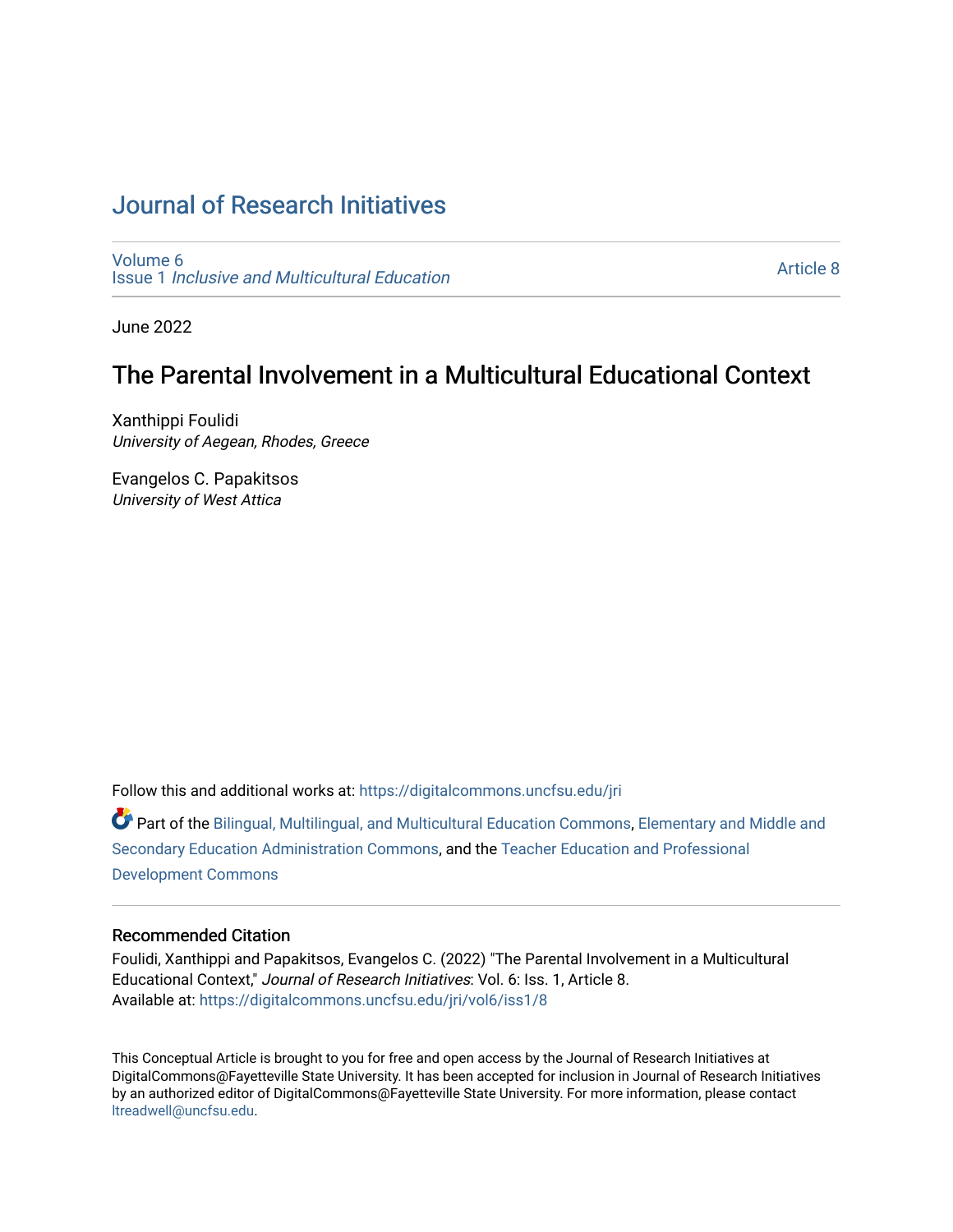# Journal of Research Initiatives

Volume 6
Issue 1 *Inclusive and Multicultural Education*

Article 8

June 2022

## The Parental Involvement in a Multicultural Educational Context

Xanthippi Foulidi
*University of Aegean, Rhodes, Greece*

Evangelos C. Papakitsos
*University of West Attica*

Follow this and additional works at: https://digitalcommons.uncfsu.edu/jri

Part of the Bilingual, Multilingual, and Multicultural Education Commons, Elementary and Middle and Secondary Education Administration Commons, and the Teacher Education and Professional Development Commons

### Recommended Citation

Foulidi, Xanthippi and Papakitsos, Evangelos C. (2022) "The Parental Involvement in a Multicultural Educational Context," *Journal of Research Initiatives*: Vol. 6: Iss. 1, Article 8.
Available at: https://digitalcommons.uncfsu.edu/jri/vol6/iss1/8

This Conceptual Article is brought to you for free and open access by the Journal of Research Initiatives at DigitalCommons@Fayetteville State University. It has been accepted for inclusion in Journal of Research Initiatives by an authorized editor of DigitalCommons@Fayetteville State University. For more information, please contact ltreadwell@uncfsu.edu.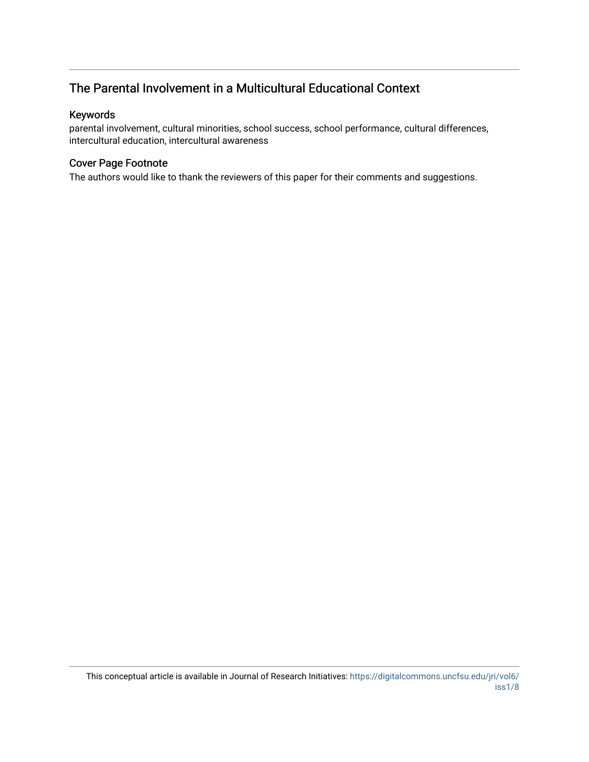## The Parental Involvement in a Multicultural Educational Context

### Keywords

parental involvement, cultural minorities, school success, school performance, cultural differences, intercultural education, intercultural awareness

### Cover Page Footnote

The authors would like to thank the reviewers of this paper for their comments and suggestions.

This conceptual article is available in Journal of Research Initiatives: https://digitalcommons.uncfsu.edu/jri/vol6/iss1/8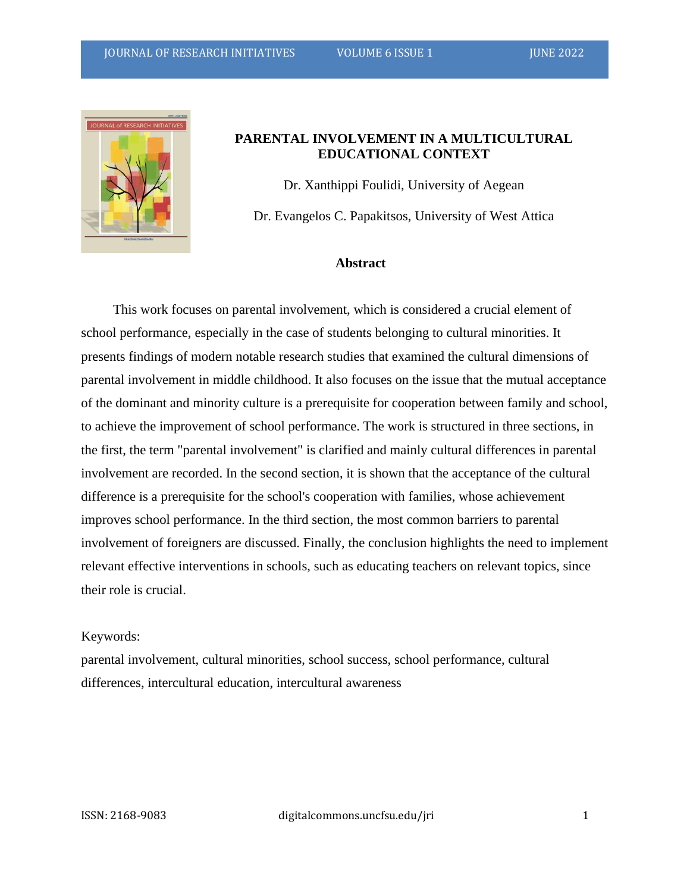# PARENTAL INVOLVEMENT IN A MULTICULTURAL EDUCATIONAL CONTEXT

Dr. Xanthippi Foulidi, University of Aegean

Dr. Evangelos C. Papakitsos, University of West Attica

## Abstract

This work focuses on parental involvement, which is considered a crucial element of school performance, especially in the case of students belonging to cultural minorities. It presents findings of modern notable research studies that examined the cultural dimensions of parental involvement in middle childhood. It also focuses on the issue that the mutual acceptance of the dominant and minority culture is a prerequisite for cooperation between family and school, to achieve the improvement of school performance. The work is structured in three sections, in the first, the term "parental involvement" is clarified and mainly cultural differences in parental involvement are recorded. In the second section, it is shown that the acceptance of the cultural difference is a prerequisite for the school's cooperation with families, whose achievement improves school performance. In the third section, the most common barriers to parental involvement of foreigners are discussed. Finally, the conclusion highlights the need to implement relevant effective interventions in schools, such as educating teachers on relevant topics, since their role is crucial.

Keywords:
parental involvement, cultural minorities, school success, school performance, cultural differences, intercultural education, intercultural awareness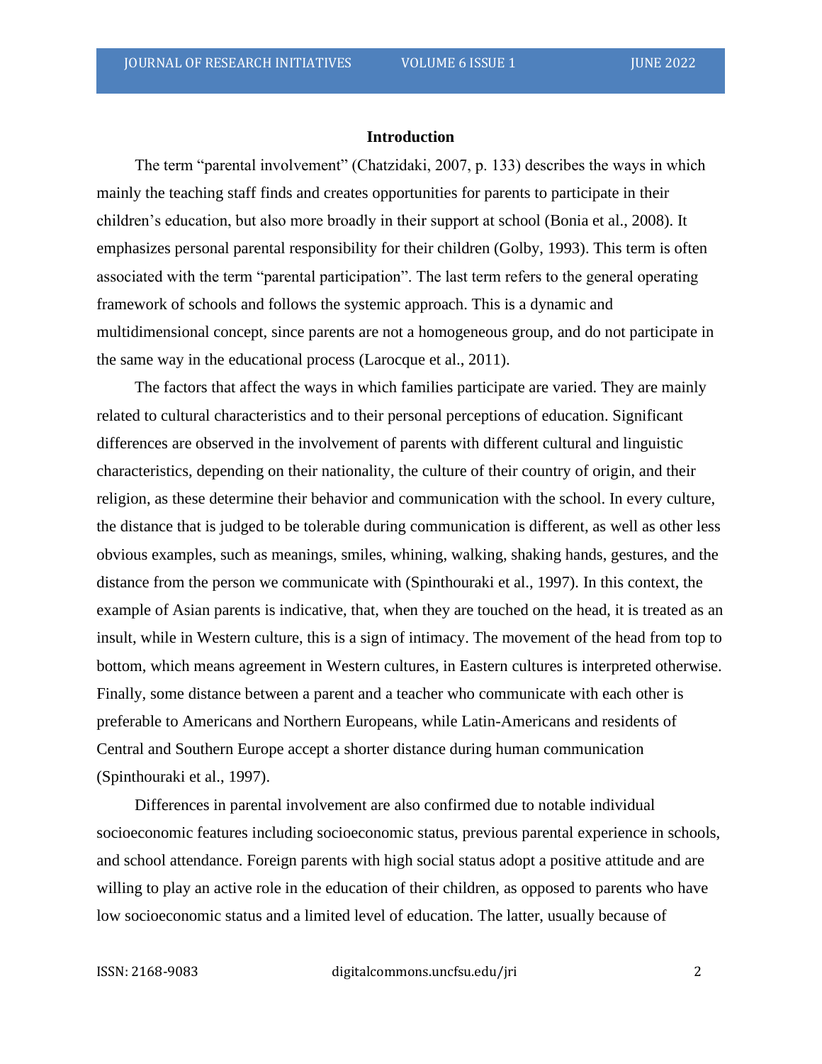## Introduction

The term "parental involvement" (Chatzidaki, 2007, p. 133) describes the ways in which mainly the teaching staff finds and creates opportunities for parents to participate in their children's education, but also more broadly in their support at school (Bonia et al., 2008). It emphasizes personal parental responsibility for their children (Golby, 1993). This term is often associated with the term "parental participation". The last term refers to the general operating framework of schools and follows the systemic approach. This is a dynamic and multidimensional concept, since parents are not a homogeneous group, and do not participate in the same way in the educational process (Larocque et al., 2011).

The factors that affect the ways in which families participate are varied. They are mainly related to cultural characteristics and to their personal perceptions of education. Significant differences are observed in the involvement of parents with different cultural and linguistic characteristics, depending on their nationality, the culture of their country of origin, and their religion, as these determine their behavior and communication with the school. In every culture, the distance that is judged to be tolerable during communication is different, as well as other less obvious examples, such as meanings, smiles, whining, walking, shaking hands, gestures, and the distance from the person we communicate with (Spinthouraki et al., 1997). In this context, the example of Asian parents is indicative, that, when they are touched on the head, it is treated as an insult, while in Western culture, this is a sign of intimacy. The movement of the head from top to bottom, which means agreement in Western cultures, in Eastern cultures is interpreted otherwise. Finally, some distance between a parent and a teacher who communicate with each other is preferable to Americans and Northern Europeans, while Latin-Americans and residents of Central and Southern Europe accept a shorter distance during human communication (Spinthouraki et al., 1997).

Differences in parental involvement are also confirmed due to notable individual socioeconomic features including socioeconomic status, previous parental experience in schools, and school attendance. Foreign parents with high social status adopt a positive attitude and are willing to play an active role in the education of their children, as opposed to parents who have low socioeconomic status and a limited level of education. The latter, usually because of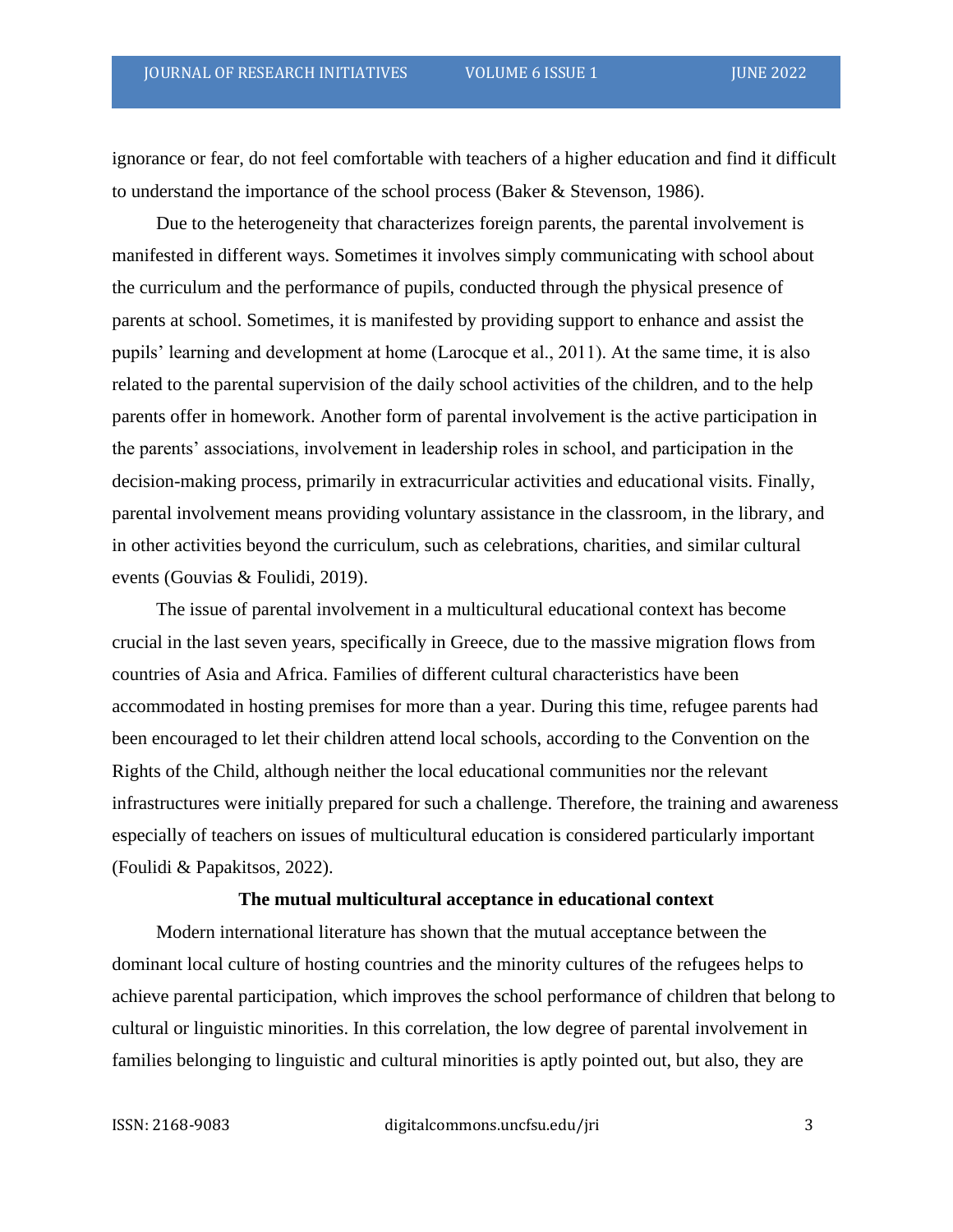ignorance or fear, do not feel comfortable with teachers of a higher education and find it difficult to understand the importance of the school process (Baker & Stevenson, 1986).

Due to the heterogeneity that characterizes foreign parents, the parental involvement is manifested in different ways. Sometimes it involves simply communicating with school about the curriculum and the performance of pupils, conducted through the physical presence of parents at school. Sometimes, it is manifested by providing support to enhance and assist the pupils' learning and development at home (Larocque et al., 2011). At the same time, it is also related to the parental supervision of the daily school activities of the children, and to the help parents offer in homework. Another form of parental involvement is the active participation in the parents' associations, involvement in leadership roles in school, and participation in the decision-making process, primarily in extracurricular activities and educational visits. Finally, parental involvement means providing voluntary assistance in the classroom, in the library, and in other activities beyond the curriculum, such as celebrations, charities, and similar cultural events (Gouvias & Foulidi, 2019).

The issue of parental involvement in a multicultural educational context has become crucial in the last seven years, specifically in Greece, due to the massive migration flows from countries of Asia and Africa. Families of different cultural characteristics have been accommodated in hosting premises for more than a year. During this time, refugee parents had been encouraged to let their children attend local schools, according to the Convention on the Rights of the Child, although neither the local educational communities nor the relevant infrastructures were initially prepared for such a challenge. Therefore, the training and awareness especially of teachers on issues of multicultural education is considered particularly important (Foulidi & Papakitsos, 2022).

## The mutual multicultural acceptance in educational context

Modern international literature has shown that the mutual acceptance between the dominant local culture of hosting countries and the minority cultures of the refugees helps to achieve parental participation, which improves the school performance of children that belong to cultural or linguistic minorities. In this correlation, the low degree of parental involvement in families belonging to linguistic and cultural minorities is aptly pointed out, but also, they are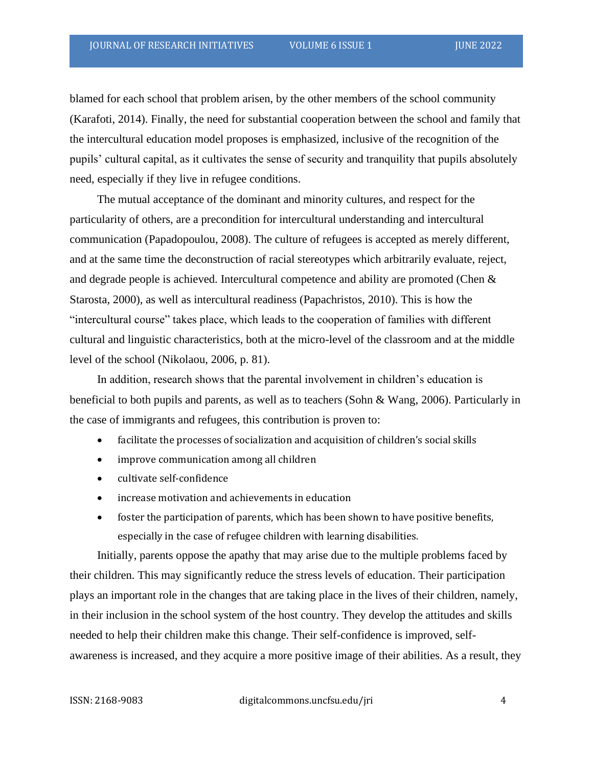blamed for each school that problem arisen, by the other members of the school community (Karafoti, 2014). Finally, the need for substantial cooperation between the school and family that the intercultural education model proposes is emphasized, inclusive of the recognition of the pupils' cultural capital, as it cultivates the sense of security and tranquility that pupils absolutely need, especially if they live in refugee conditions.

The mutual acceptance of the dominant and minority cultures, and respect for the particularity of others, are a precondition for intercultural understanding and intercultural communication (Papadopoulou, 2008). The culture of refugees is accepted as merely different, and at the same time the deconstruction of racial stereotypes which arbitrarily evaluate, reject, and degrade people is achieved. Intercultural competence and ability are promoted (Chen & Starosta, 2000), as well as intercultural readiness (Papachristos, 2010). This is how the "intercultural course" takes place, which leads to the cooperation of families with different cultural and linguistic characteristics, both at the micro-level of the classroom and at the middle level of the school (Nikolaou, 2006, p. 81).

In addition, research shows that the parental involvement in children's education is beneficial to both pupils and parents, as well as to teachers (Sohn & Wang, 2006). Particularly in the case of immigrants and refugees, this contribution is proven to:

- facilitate the processes of socialization and acquisition of children's social skills
- improve communication among all children
- cultivate self-confidence
- increase motivation and achievements in education
- foster the participation of parents, which has been shown to have positive benefits, especially in the case of refugee children with learning disabilities.

Initially, parents oppose the apathy that may arise due to the multiple problems faced by their children. This may significantly reduce the stress levels of education. Their participation plays an important role in the changes that are taking place in the lives of their children, namely, in their inclusion in the school system of the host country. They develop the attitudes and skills needed to help their children make this change. Their self-confidence is improved, self-awareness is increased, and they acquire a more positive image of their abilities. As a result, they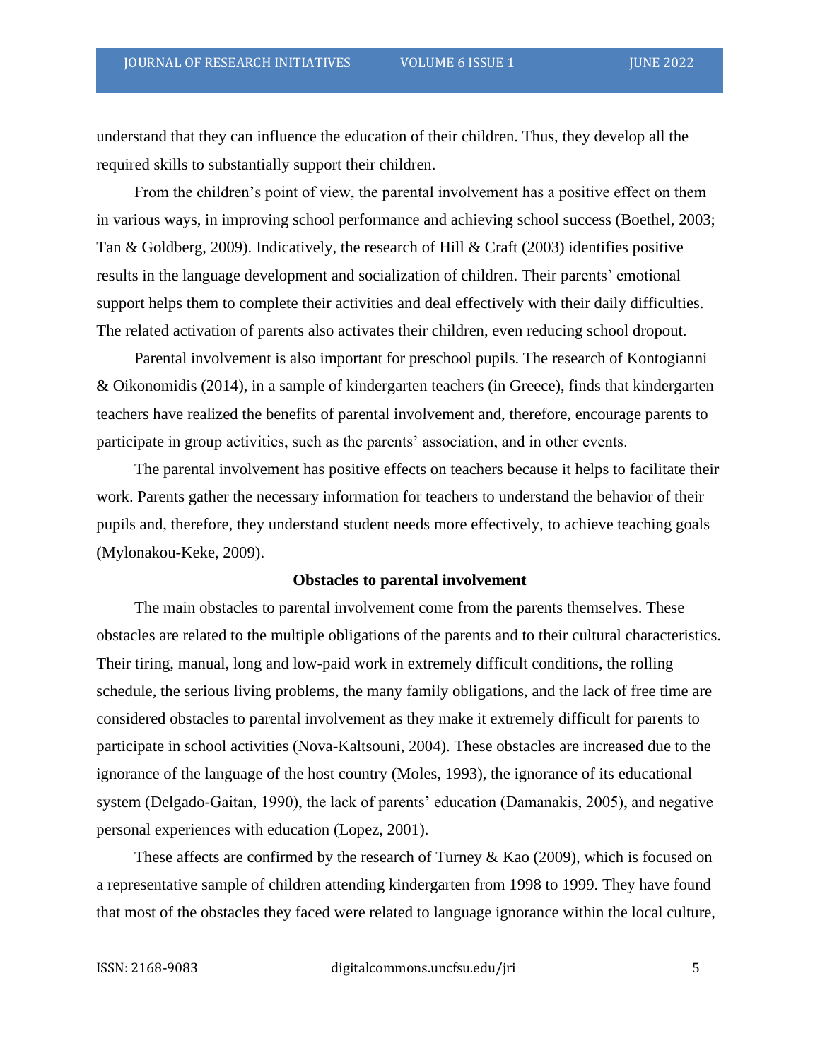understand that they can influence the education of their children. Thus, they develop all the required skills to substantially support their children.

From the children's point of view, the parental involvement has a positive effect on them in various ways, in improving school performance and achieving school success (Boethel, 2003; Tan & Goldberg, 2009). Indicatively, the research of Hill & Craft (2003) identifies positive results in the language development and socialization of children. Their parents' emotional support helps them to complete their activities and deal effectively with their daily difficulties. The related activation of parents also activates their children, even reducing school dropout.

Parental involvement is also important for preschool pupils. The research of Kontogianni & Oikonomidis (2014), in a sample of kindergarten teachers (in Greece), finds that kindergarten teachers have realized the benefits of parental involvement and, therefore, encourage parents to participate in group activities, such as the parents' association, and in other events.

The parental involvement has positive effects on teachers because it helps to facilitate their work. Parents gather the necessary information for teachers to understand the behavior of their pupils and, therefore, they understand student needs more effectively, to achieve teaching goals (Mylonakou-Keke, 2009).

**Obstacles to parental involvement**

The main obstacles to parental involvement come from the parents themselves. These obstacles are related to the multiple obligations of the parents and to their cultural characteristics. Their tiring, manual, long and low-paid work in extremely difficult conditions, the rolling schedule, the serious living problems, the many family obligations, and the lack of free time are considered obstacles to parental involvement as they make it extremely difficult for parents to participate in school activities (Nova-Kaltsouni, 2004). These obstacles are increased due to the ignorance of the language of the host country (Moles, 1993), the ignorance of its educational system (Delgado-Gaitan, 1990), the lack of parents' education (Damanakis, 2005), and negative personal experiences with education (Lopez, 2001).

These affects are confirmed by the research of Turney & Kao (2009), which is focused on a representative sample of children attending kindergarten from 1998 to 1999. They have found that most of the obstacles they faced were related to language ignorance within the local culture,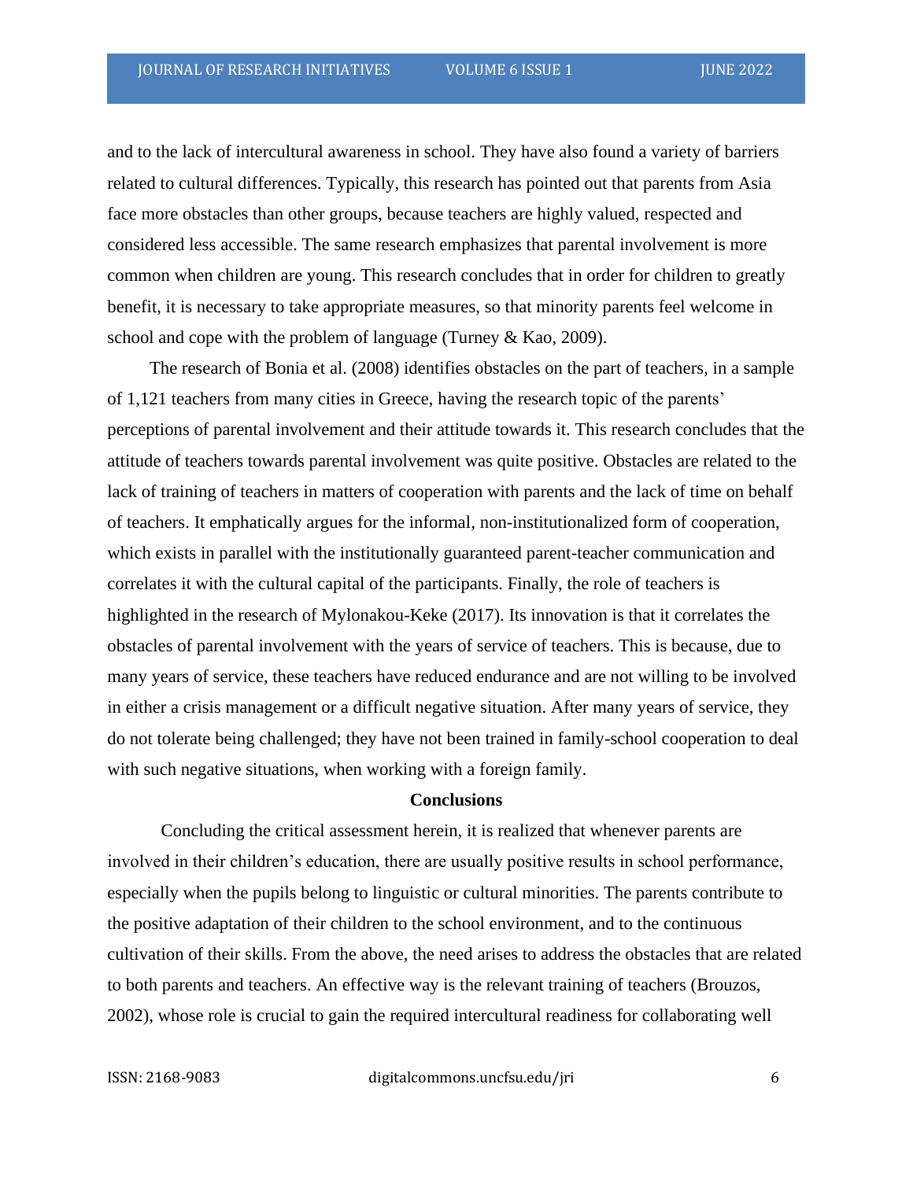and to the lack of intercultural awareness in school. They have also found a variety of barriers related to cultural differences. Typically, this research has pointed out that parents from Asia face more obstacles than other groups, because teachers are highly valued, respected and considered less accessible. The same research emphasizes that parental involvement is more common when children are young. This research concludes that in order for children to greatly benefit, it is necessary to take appropriate measures, so that minority parents feel welcome in school and cope with the problem of language (Turney & Kao, 2009).

The research of Bonia et al. (2008) identifies obstacles on the part of teachers, in a sample of 1,121 teachers from many cities in Greece, having the research topic of the parents' perceptions of parental involvement and their attitude towards it. This research concludes that the attitude of teachers towards parental involvement was quite positive. Obstacles are related to the lack of training of teachers in matters of cooperation with parents and the lack of time on behalf of teachers. It emphatically argues for the informal, non-institutionalized form of cooperation, which exists in parallel with the institutionally guaranteed parent-teacher communication and correlates it with the cultural capital of the participants. Finally, the role of teachers is highlighted in the research of Mylonakou-Keke (2017). Its innovation is that it correlates the obstacles of parental involvement with the years of service of teachers. This is because, due to many years of service, these teachers have reduced endurance and are not willing to be involved in either a crisis management or a difficult negative situation. After many years of service, they do not tolerate being challenged; they have not been trained in family-school cooperation to deal with such negative situations, when working with a foreign family.

## Conclusions

Concluding the critical assessment herein, it is realized that whenever parents are involved in their children's education, there are usually positive results in school performance, especially when the pupils belong to linguistic or cultural minorities. The parents contribute to the positive adaptation of their children to the school environment, and to the continuous cultivation of their skills. From the above, the need arises to address the obstacles that are related to both parents and teachers. An effective way is the relevant training of teachers (Brouzos, 2002), whose role is crucial to gain the required intercultural readiness for collaborating well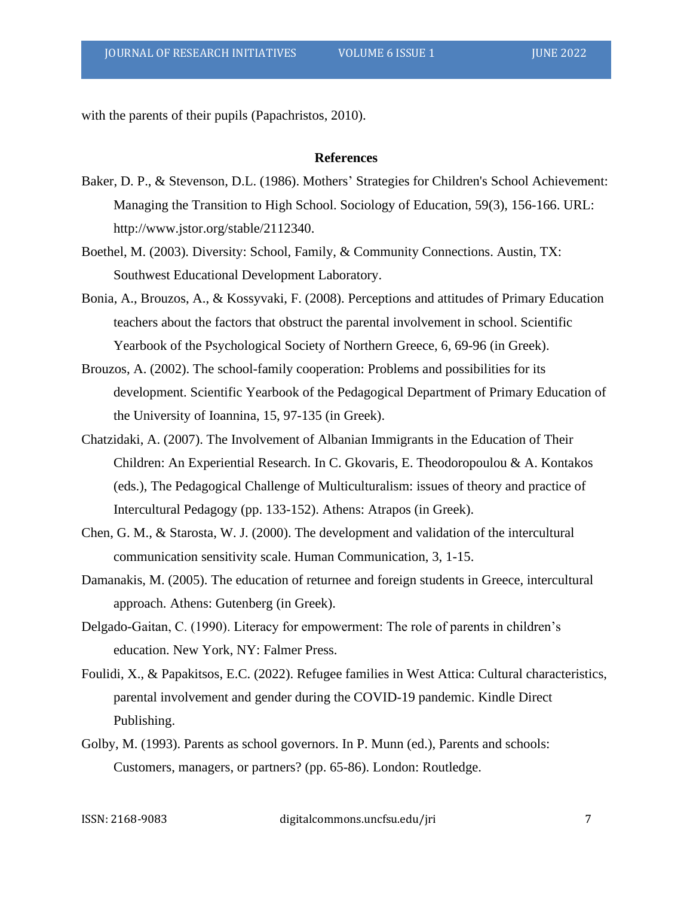with the parents of their pupils (Papachristos, 2010).

## References

Baker, D. P., & Stevenson, D.L. (1986). Mothers' Strategies for Children's School Achievement: Managing the Transition to High School. Sociology of Education, 59(3), 156-166. URL: http://www.jstor.org/stable/2112340.

Boethel, M. (2003). Diversity: School, Family, & Community Connections. Austin, TX: Southwest Educational Development Laboratory.

Bonia, A., Brouzos, A., & Kossyvaki, F. (2008). Perceptions and attitudes of Primary Education teachers about the factors that obstruct the parental involvement in school. Scientific Yearbook of the Psychological Society of Northern Greece, 6, 69-96 (in Greek).

Brouzos, A. (2002). The school-family cooperation: Problems and possibilities for its development. Scientific Yearbook of the Pedagogical Department of Primary Education of the University of Ioannina, 15, 97-135 (in Greek).

Chatzidaki, A. (2007). The Involvement of Albanian Immigrants in the Education of Their Children: An Experiential Research. In C. Gkovaris, E. Theodoropoulou & A. Kontakos (eds.), The Pedagogical Challenge of Multiculturalism: issues of theory and practice of Intercultural Pedagogy (pp. 133-152). Athens: Atrapos (in Greek).

Chen, G. M., & Starosta, W. J. (2000). The development and validation of the intercultural communication sensitivity scale. Human Communication, 3, 1-15.

Damanakis, M. (2005). The education of returnee and foreign students in Greece, intercultural approach. Athens: Gutenberg (in Greek).

Delgado-Gaitan, C. (1990). Literacy for empowerment: The role of parents in children's education. New York, NY: Falmer Press.

Foulidi, X., & Papakitsos, E.C. (2022). Refugee families in West Attica: Cultural characteristics, parental involvement and gender during the COVID-19 pandemic. Kindle Direct Publishing.

Golby, M. (1993). Parents as school governors. In P. Munn (ed.), Parents and schools: Customers, managers, or partners? (pp. 65-86). London: Routledge.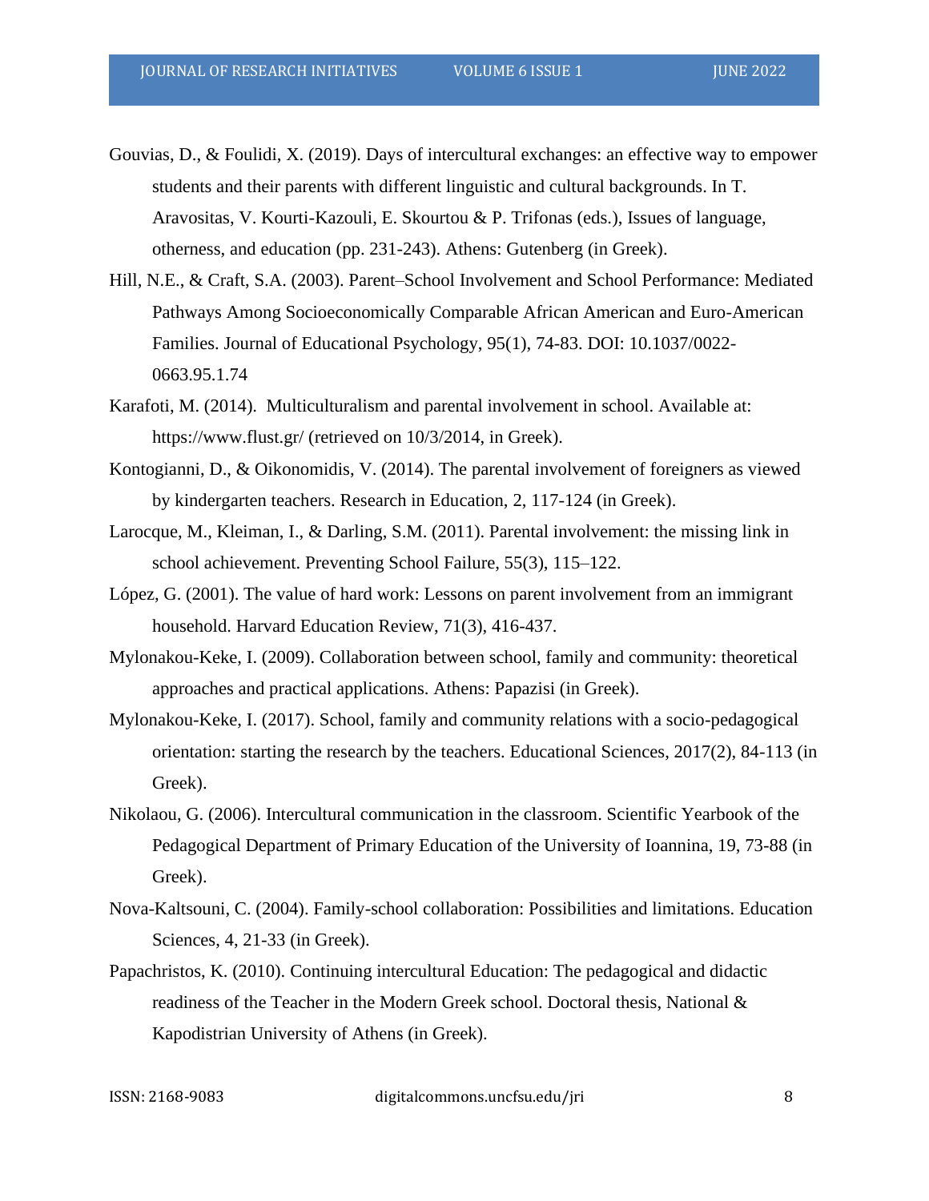Gouvias, D., & Foulidi, X. (2019). Days of intercultural exchanges: an effective way to empower students and their parents with different linguistic and cultural backgrounds. In T. Aravositas, V. Kourti-Kazouli, E. Skourtou & P. Trifonas (eds.), Issues of language, otherness, and education (pp. 231-243). Athens: Gutenberg (in Greek).

Hill, N.E., & Craft, S.A. (2003). Parent–School Involvement and School Performance: Mediated Pathways Among Socioeconomically Comparable African American and Euro-American Families. Journal of Educational Psychology, 95(1), 74-83. DOI: 10.1037/0022-0663.95.1.74

Karafoti, M. (2014). Multiculturalism and parental involvement in school. Available at: https://www.flust.gr/ (retrieved on 10/3/2014, in Greek).

Kontogianni, D., & Oikonomidis, V. (2014). The parental involvement of foreigners as viewed by kindergarten teachers. Research in Education, 2, 117-124 (in Greek).

Larocque, M., Kleiman, I., & Darling, S.M. (2011). Parental involvement: the missing link in school achievement. Preventing School Failure, 55(3), 115–122.

López, G. (2001). The value of hard work: Lessons on parent involvement from an immigrant household. Harvard Education Review, 71(3), 416-437.

Mylonakou-Keke, I. (2009). Collaboration between school, family and community: theoretical approaches and practical applications. Athens: Papazisi (in Greek).

Mylonakou-Keke, I. (2017). School, family and community relations with a socio-pedagogical orientation: starting the research by the teachers. Educational Sciences, 2017(2), 84-113 (in Greek).

Nikolaou, G. (2006). Intercultural communication in the classroom. Scientific Yearbook of the Pedagogical Department of Primary Education of the University of Ioannina, 19, 73-88 (in Greek).

Nova-Kaltsouni, C. (2004). Family-school collaboration: Possibilities and limitations. Education Sciences, 4, 21-33 (in Greek).

Papachristos, K. (2010). Continuing intercultural Education: The pedagogical and didactic readiness of the Teacher in the Modern Greek school. Doctoral thesis, National & Kapodistrian University of Athens (in Greek).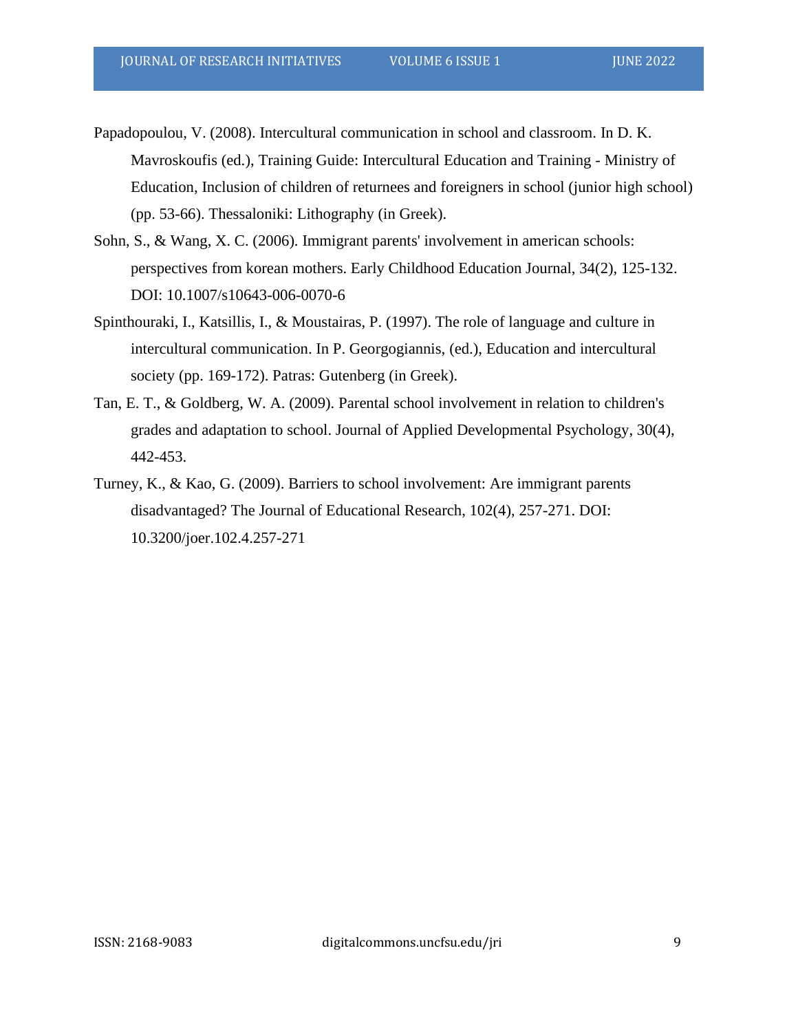Papadopoulou, V. (2008). Intercultural communication in school and classroom. In D. K. Mavroskoufis (ed.), Training Guide: Intercultural Education and Training - Ministry of Education, Inclusion of children of returnees and foreigners in school (junior high school) (pp. 53-66). Thessaloniki: Lithography (in Greek).

Sohn, S., & Wang, X. C. (2006). Immigrant parents' involvement in american schools: perspectives from korean mothers. Early Childhood Education Journal, 34(2), 125-132. DOI: 10.1007/s10643-006-0070-6

Spinthouraki, I., Katsillis, I., & Moustairas, P. (1997). The role of language and culture in intercultural communication. In P. Georgogiannis, (ed.), Education and intercultural society (pp. 169-172). Patras: Gutenberg (in Greek).

Tan, E. T., & Goldberg, W. A. (2009). Parental school involvement in relation to children's grades and adaptation to school. Journal of Applied Developmental Psychology, 30(4), 442-453.

Turney, K., & Kao, G. (2009). Barriers to school involvement: Are immigrant parents disadvantaged? The Journal of Educational Research, 102(4), 257-271. DOI: 10.3200/joer.102.4.257-271